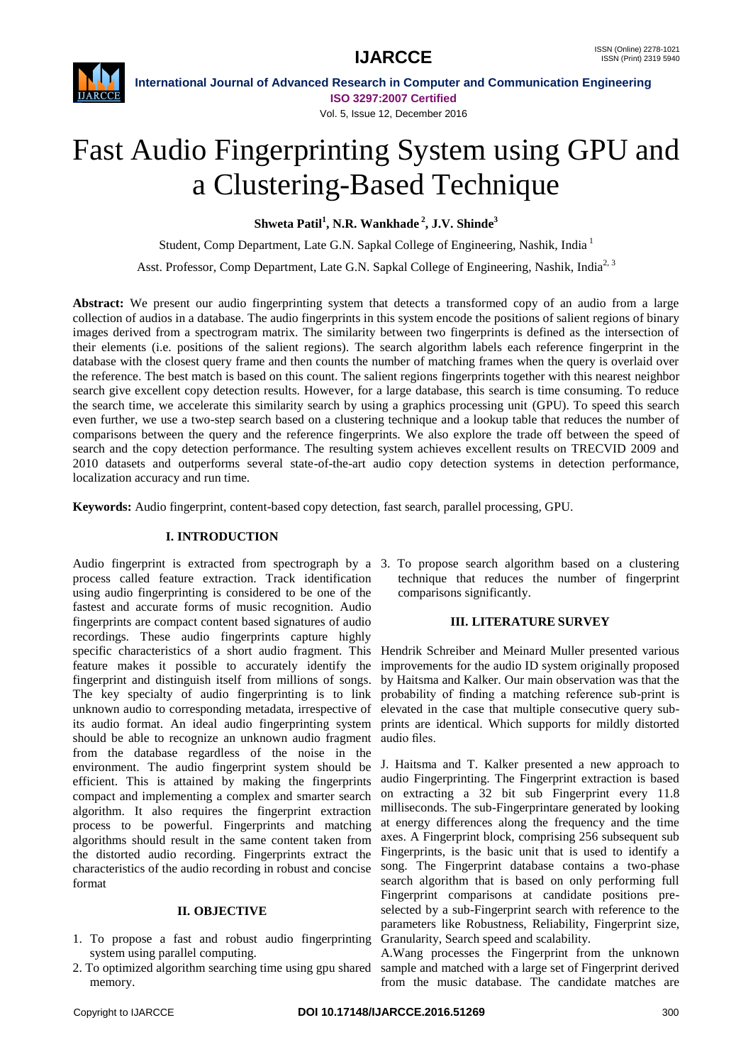# Fast Audio Fingerprinting System using GPU and a Clustering-Based Technique

**Shweta Patil[1], N.R. Wankhade[2], J.V. Shinde[3]**

Student, Comp Department, Late G.N. Sapkal College of Engineering, Nashik, India [1]

Asst. Professor, Comp Department, Late G.N. Sapkal College of Engineering, Nashik, India[2, 3]

**Abstract:** We present our audio fingerprinting system that detects a transformed copy of an audio from a large collection of audios in a database. The audio fingerprints in this system encode the positions of salient regions of binary images derived from a spectrogram matrix. The similarity between two fingerprints is defined as the intersection of their elements (i.e. positions of the salient regions). The search algorithm labels each reference fingerprint in the database with the closest query frame and then counts the number of matching frames when the query is overlaid over the reference. The best match is based on this count. The salient regions fingerprints together with this nearest neighbor search give excellent copy detection results. However, for a large database, this search is time consuming. To reduce the search time, we accelerate this similarity search by using a graphics processing unit (GPU). To speed this search even further, we use a two-step search based on a clustering technique and a lookup table that reduces the number of comparisons between the query and the reference fingerprints. We also explore the trade off between the speed of search and the copy detection performance. The resulting system achieves excellent results on TRECVID 2009 and 2010 datasets and outperforms several state-of-the-art audio copy detection systems in detection performance, localization accuracy and run time.

**Keywords:** Audio fingerprint, content-based copy detection, fast search, parallel processing, GPU.

## I. INTRODUCTION

Audio fingerprint is extracted from spectrograph by a process called feature extraction. Track identification using audio fingerprinting is considered to be one of the fastest and accurate forms of music recognition. Audio fingerprints are compact content based signatures of audio recordings. These audio fingerprints capture highly specific characteristics of a short audio fragment. This feature makes it possible to accurately identify the fingerprint and distinguish itself from millions of songs. The key specialty of audio fingerprinting is to link unknown audio to corresponding metadata, irrespective of its audio format. An ideal audio fingerprinting system should be able to recognize an unknown audio fragment from the database regardless of the noise in the environment. The audio fingerprint system should be efficient. This is attained by making the fingerprints compact and implementing a complex and smarter search algorithm. It also requires the fingerprint extraction process to be powerful. Fingerprints and matching algorithms should result in the same content taken from the distorted audio recording. Fingerprints extract the characteristics of the audio recording in robust and concise format

## II. OBJECTIVE

1. To propose a fast and robust audio fingerprinting system using parallel computing.
2. To optimized algorithm searching time using gpu shared memory.
3. To propose search algorithm based on a clustering technique that reduces the number of fingerprint comparisons significantly.

## III. LITERATURE SURVEY

Hendrik Schreiber and Meinard Muller presented various improvements for the audio ID system originally proposed by Haitsma and Kalker. Our main observation was that the probability of finding a matching reference sub-print is elevated in the case that multiple consecutive query sub-prints are identical. Which supports for mildly distorted audio files.

J. Haitsma and T. Kalker presented a new approach to audio Fingerprinting. The Fingerprint extraction is based on extracting a 32 bit sub Fingerprint every 11.8 milliseconds. The sub-Fingerprintare generated by looking at energy differences along the frequency and the time axes. A Fingerprint block, comprising 256 subsequent sub Fingerprints, is the basic unit that is used to identify a song. The Fingerprint database contains a two-phase search algorithm that is based on only performing full Fingerprint comparisons at candidate positions pre-selected by a sub-Fingerprint search with reference to the parameters like Robustness, Reliability, Fingerprint size, Granularity, Search speed and scalability.

A.Wang processes the Fingerprint from the unknown sample and matched with a large set of Fingerprint derived from the music database. The candidate matches are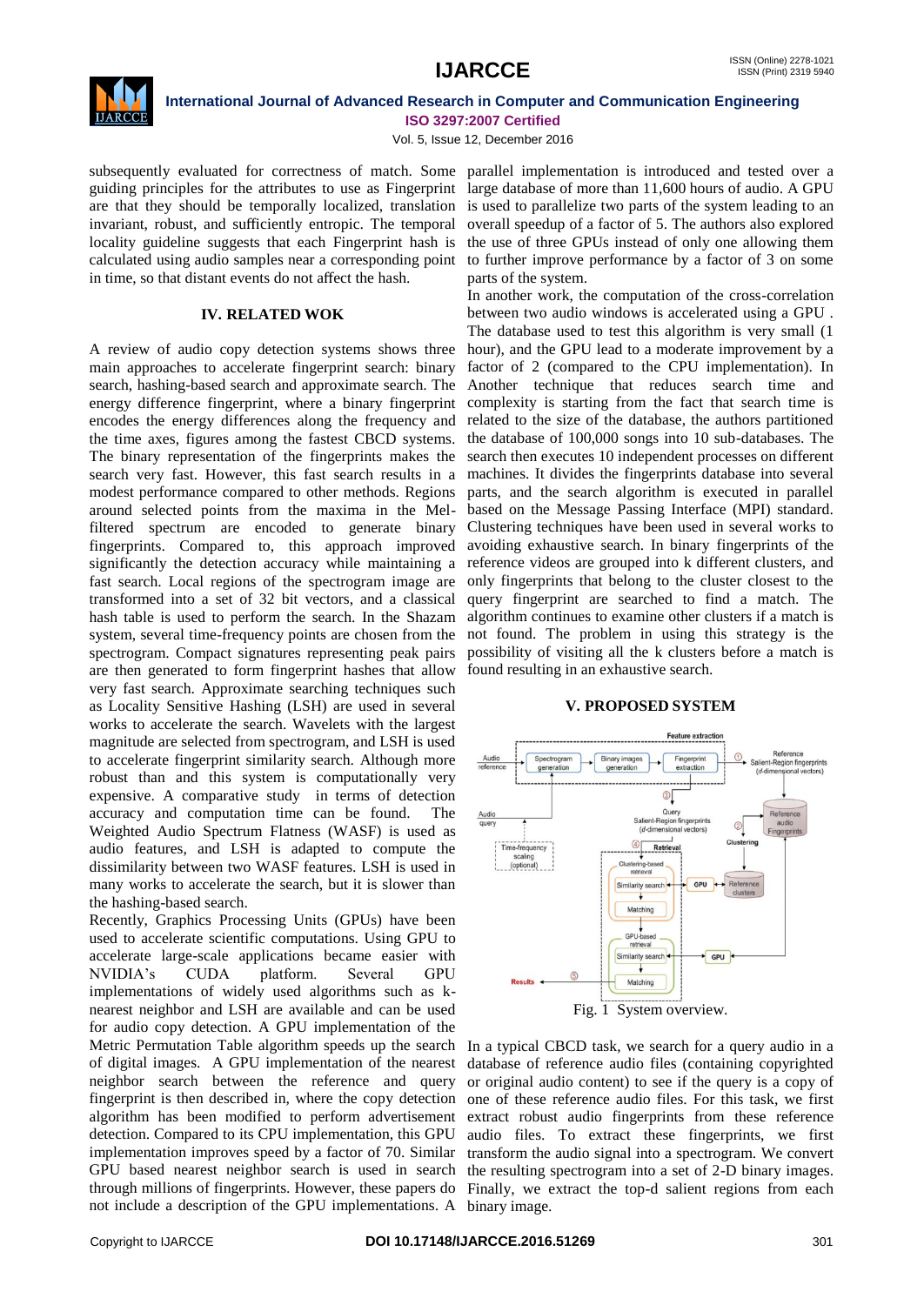subsequently evaluated for correctness of match. Some guiding principles for the attributes to use as Fingerprint are that they should be temporally localized, translation invariant, robust, and sufficiently entropic. The temporal locality guideline suggests that each Fingerprint hash is calculated using audio samples near a corresponding point in time, so that distant events do not affect the hash.

## IV. RELATED WOK

A review of audio copy detection systems shows three main approaches to accelerate fingerprint search: binary search, hashing-based search and approximate search. The energy difference fingerprint, where a binary fingerprint encodes the energy differences along the frequency and the time axes, figures among the fastest CBCD systems. The binary representation of the fingerprints makes the search very fast. However, this fast search results in a modest performance compared to other methods. Regions around selected points from the maxima in the Mel-filtered spectrum are encoded to generate binary fingerprints. Compared to, this approach improved significantly the detection accuracy while maintaining a fast search. Local regions of the spectrogram image are transformed into a set of 32 bit vectors, and a classical hash table is used to perform the search. In the Shazam system, several time-frequency points are chosen from the spectrogram. Compact signatures representing peak pairs are then generated to form fingerprint hashes that allow very fast search. Approximate searching techniques such as Locality Sensitive Hashing (LSH) are used in several works to accelerate the search. Wavelets with the largest magnitude are selected from spectrogram, and LSH is used to accelerate fingerprint similarity search. Although more robust than and this system is computationally very expensive. A comparative study in terms of detection accuracy and computation time can be found. The Weighted Audio Spectrum Flatness (WASF) is used as audio features, and LSH is adapted to compute the dissimilarity between two WASF features. LSH is used in many works to accelerate the search, but it is slower than the hashing-based search.

Recently, Graphics Processing Units (GPUs) have been used to accelerate scientific computations. Using GPU to accelerate large-scale applications became easier with NVIDIA's CUDA platform. Several GPU implementations of widely used algorithms such as k-nearest neighbor and LSH are available and can be used for audio copy detection. A GPU implementation of the Metric Permutation Table algorithm speeds up the search of digital images. A GPU implementation of the nearest neighbor search between the reference and query fingerprint is then described in, where the copy detection algorithm has been modified to perform advertisement detection. Compared to its CPU implementation, this GPU implementation improves speed by a factor of 70. Similar GPU based nearest neighbor search is used in search through millions of fingerprints. However, these papers do not include a description of the GPU implementations. A parallel implementation is introduced and tested over a large database of more than 11,600 hours of audio. A GPU is used to parallelize two parts of the system leading to an overall speedup of a factor of 5. The authors also explored the use of three GPUs instead of only one allowing them to further improve performance by a factor of 3 on some parts of the system.

In another work, the computation of the cross-correlation between two audio windows is accelerated using a GPU . The database used to test this algorithm is very small (1 hour), and the GPU lead to a moderate improvement by a factor of 2 (compared to the CPU implementation). In Another technique that reduces search time and complexity is starting from the fact that search time is related to the size of the database, the authors partitioned the database of 100,000 songs into 10 sub-databases. The search then executes 10 independent processes on different machines. It divides the fingerprints database into several parts, and the search algorithm is executed in parallel based on the Message Passing Interface (MPI) standard. Clustering techniques have been used in several works to avoiding exhaustive search. In binary fingerprints of the reference videos are grouped into k different clusters, and only fingerprints that belong to the cluster closest to the query fingerprint are searched to find a match. The algorithm continues to examine other clusters if a match is not found. The problem in using this strategy is the possibility of visiting all the k clusters before a match is found resulting in an exhaustive search.

## V. PROPOSED SYSTEM

Fig. 1 System overview.

In a typical CBCD task, we search for a query audio in a database of reference audio files (containing copyrighted or original audio content) to see if the query is a copy of one of these reference audio files. For this task, we first extract robust audio fingerprints from these reference audio files. To extract these fingerprints, we first transform the audio signal into a spectrogram. We convert the resulting spectrogram into a set of 2-D binary images. Finally, we extract the top-d salient regions from each binary image.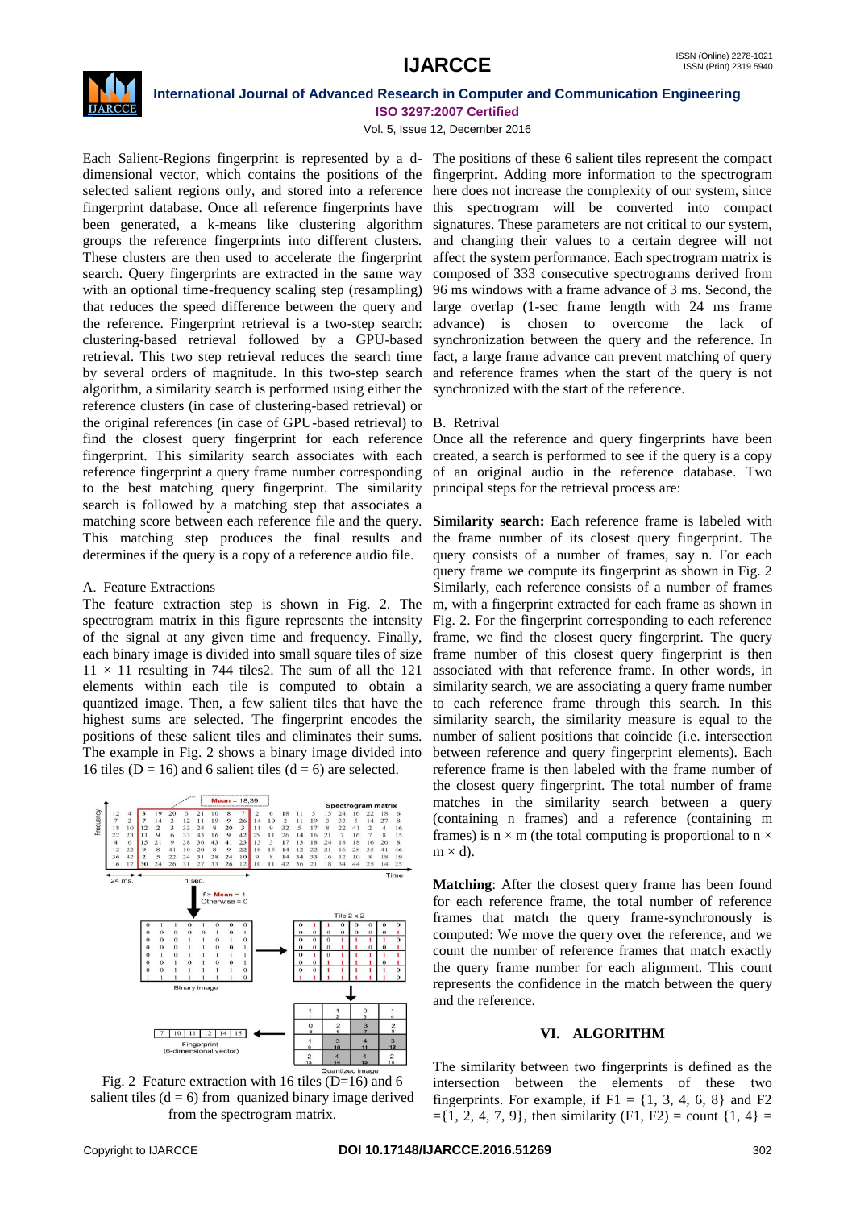Each Salient-Regions fingerprint is represented by a d-dimensional vector, which contains the positions of the selected salient regions only, and stored into a reference fingerprint database. Once all reference fingerprints have been generated, a k-means like clustering algorithm groups the reference fingerprints into different clusters. These clusters are then used to accelerate the fingerprint search. Query fingerprints are extracted in the same way with an optional time-frequency scaling step (resampling) that reduces the speed difference between the query and the reference. Fingerprint retrieval is a two-step search: clustering-based retrieval followed by a GPU-based retrieval. This two step retrieval reduces the search time by several orders of magnitude. In this two-step search algorithm, a similarity search is performed using either the reference clusters (in case of clustering-based retrieval) or the original references (in case of GPU-based retrieval) to find the closest query fingerprint for each reference fingerprint. This similarity search associates with each reference fingerprint a query frame number corresponding to the best matching query fingerprint. The similarity search is followed by a matching step that associates a matching score between each reference file and the query. This matching step produces the final results and determines if the query is a copy of a reference audio file.

A. Feature Extractions

The feature extraction step is shown in Fig. 2. The spectrogram matrix in this figure represents the intensity of the signal at any given time and frequency. Finally, each binary image is divided into small square tiles of size $11 \times 11$ resulting in 744 tiles2. The sum of all the 121 elements within each tile is computed to obtain a quantized image. Then, a few salient tiles that have the highest sums are selected. The fingerprint encodes the positions of these salient tiles and eliminates their sums. The example in Fig. 2 shows a binary image divided into 16 tiles (D = 16) and 6 salient tiles (d = 6) are selected.

Fig. 2 Feature extraction with 16 tiles (D=16) and 6 salient tiles (d = 6) from quanized binary image derived from the spectrogram matrix.

The positions of these 6 salient tiles represent the compact fingerprint. Adding more information to the spectrogram here does not increase the complexity of our system, since this spectrogram will be converted into compact signatures. These parameters are not critical to our system, and changing their values to a certain degree will not affect the system performance. Each spectrogram matrix is composed of 333 consecutive spectrograms derived from 96 ms windows with a frame advance of 3 ms. Second, the large overlap (1-sec frame length with 24 ms frame advance) is chosen to overcome the lack of synchronization between the query and the reference. In fact, a large frame advance can prevent matching of query and reference frames when the start of the query is not synchronized with the start of the reference.

B. Retrieval

Once all the reference and query fingerprints have been created, a search is performed to see if the query is a copy of an original audio in the reference database. Two principal steps for the retrieval process are:

**Similarity search:** Each reference frame is labeled with the frame number of its closest query fingerprint. The query consists of a number of frames, say n. For each query frame we compute its fingerprint as shown in Fig. 2 Similarly, each reference consists of a number of frames m, with a fingerprint extracted for each frame as shown in Fig. 2. For the fingerprint corresponding to each reference frame, we find the closest query fingerprint. The query frame number of this closest query fingerprint is then associated with that reference frame. In other words, in similarity search, we are associating a query frame number to each reference frame through this search. In this similarity search, the similarity measure is equal to the number of salient positions that coincide (i.e. intersection between reference and query fingerprint elements). Each reference frame is then labeled with the frame number of the closest query fingerprint. The total number of frame matches in the similarity search between a query (containing n frames) and a reference (containing m frames) is $n \times m$ (the total computing is proportional to $n \times m \times d$).

**Matching**: After the closest query frame has been found for each reference frame, the total number of reference frames that match the query frame-synchronously is computed: We move the query over the reference, and we count the number of reference frames that match exactly the query frame number for each alignment. This count represents the confidence in the match between the query and the reference.

## VI. ALGORITHM

The similarity between two fingerprints is defined as the intersection between the elements of these two fingerprints. For example, if F1 = {1, 3, 4, 6, 8} and F2 ={1, 2, 4, 7, 9}, then similarity (F1, F2) = count {1, 4} =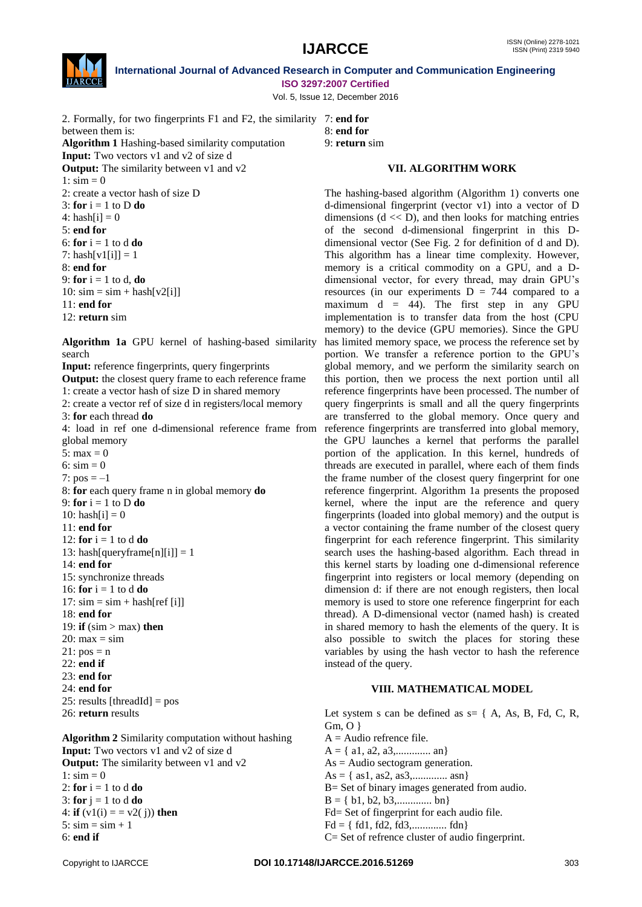2. Formally, for two fingerprints F1 and F2, the similarity between them is:

**Algorithm 1** Hashing-based similarity computation

**Input:** Two vectors v1 and v2 of size d

**Output:** The similarity between v1 and v2

1: sim = 0
2: create a vector hash of size D
3: **for** i = 1 to D **do**
4: hash[i] = 0
5: **end for**
6: **for** i = 1 to d **do**
7: hash[v1[i]] = 1
8: **end for**
9: **for** i = 1 to d, **do**
10: sim = sim + hash[v2[i]]
11: **end for**
12: **return** sim

**Algorithm 1a** GPU kernel of hashing-based similarity search

**Input:** reference fingerprints, query fingerprints

**Output:** the closest query frame to each reference frame

1: create a vector hash of size D in shared memory
2: create a vector ref of size d in registers/local memory
3: **for** each thread **do**
4: load in ref one d-dimensional reference frame from global memory
5: max = 0
6: sim = 0
7: pos = –1
8: **for** each query frame n in global memory **do**
9: **for** i = 1 to D **do**
10: hash[i] = 0
11: **end for**
12: **for** i = 1 to d **do**
13: hash[queryframe[n][i]] = 1
14: **end for**
15: synchronize threads
16: **for** i = 1 to d **do**
17: sim = sim + hash[ref [i]]
18: **end for**
19: **if** (sim > max) **then**
20: max = sim
21: pos = n
22: **end if**
23: **end for**
24: **end for**
25: results [threadId] = pos
26: **return** results

**Algorithm 2** Similarity computation without hashing

**Input:** Two vectors v1 and v2 of size d

**Output:** The similarity between v1 and v2

1: sim = 0
2: **for** i = 1 to d **do**
3: **for** j = 1 to d **do**
4: **if** (v1(i) = = v2( j)) **then**
5: sim = sim + 1
6: **end if**
7: **end for**
8: **end for**
9: **return** sim

## VII. ALGORITHM WORK

The hashing-based algorithm (Algorithm 1) converts one d-dimensional fingerprint (vector v1) into a vector of D dimensions ($d << D$), and then looks for matching entries of the second d-dimensional fingerprint in this D-dimensional vector (See Fig. 2 for definition of d and D). This algorithm has a linear time complexity. However, memory is a critical commodity on a GPU, and a D-dimensional vector, for every thread, may drain GPU's resources (in our experiments $D = 744$ compared to a maximum $d = 44$). The first step in any GPU implementation is to transfer data from the host (CPU memory) to the device (GPU memories). Since the GPU has limited memory space, we process the reference set by portion. We transfer a reference portion to the GPU's global memory, and we perform the similarity search on this portion, then we process the next portion until all reference fingerprints have been processed. The number of query fingerprints is small and all the query fingerprints are transferred to the global memory. Once query and reference fingerprints are transferred into global memory, the GPU launches a kernel that performs the parallel portion of the application. In this kernel, hundreds of threads are executed in parallel, where each of them finds the frame number of the closest query fingerprint for one reference fingerprint. Algorithm 1a presents the proposed kernel, where the input are the reference and query fingerprints (loaded into global memory) and the output is a vector containing the frame number of the closest query fingerprint for each reference fingerprint. This similarity search uses the hashing-based algorithm. Each thread in this kernel starts by loading one d-dimensional reference fingerprint into registers or local memory (depending on dimension d: if there are not enough registers, then local memory is used to store one reference fingerprint for each thread). A D-dimensional vector (named hash) is created in shared memory to hash the elements of the query. It is also possible to switch the places for storing these variables by using the hash vector to hash the reference instead of the query.

## VIII. MATHEMATICAL MODEL

Let system s can be defined as s= { A, As, B, Fd, C, R, Gm, O }

A = Audio refrence file.

A = { a1, a2, a3,............. an}

As = Audio sectogram generation.

As = { as1, as2, as3,............. asn}

B= Set of binary images generated from audio.

B = { b1, b2, b3,............. bn}

Fd= Set of fingerprint for each audio file.

Fd = { fd1, fd2, fd3,............. fdn}

C= Set of refrence cluster of audio fingerprint.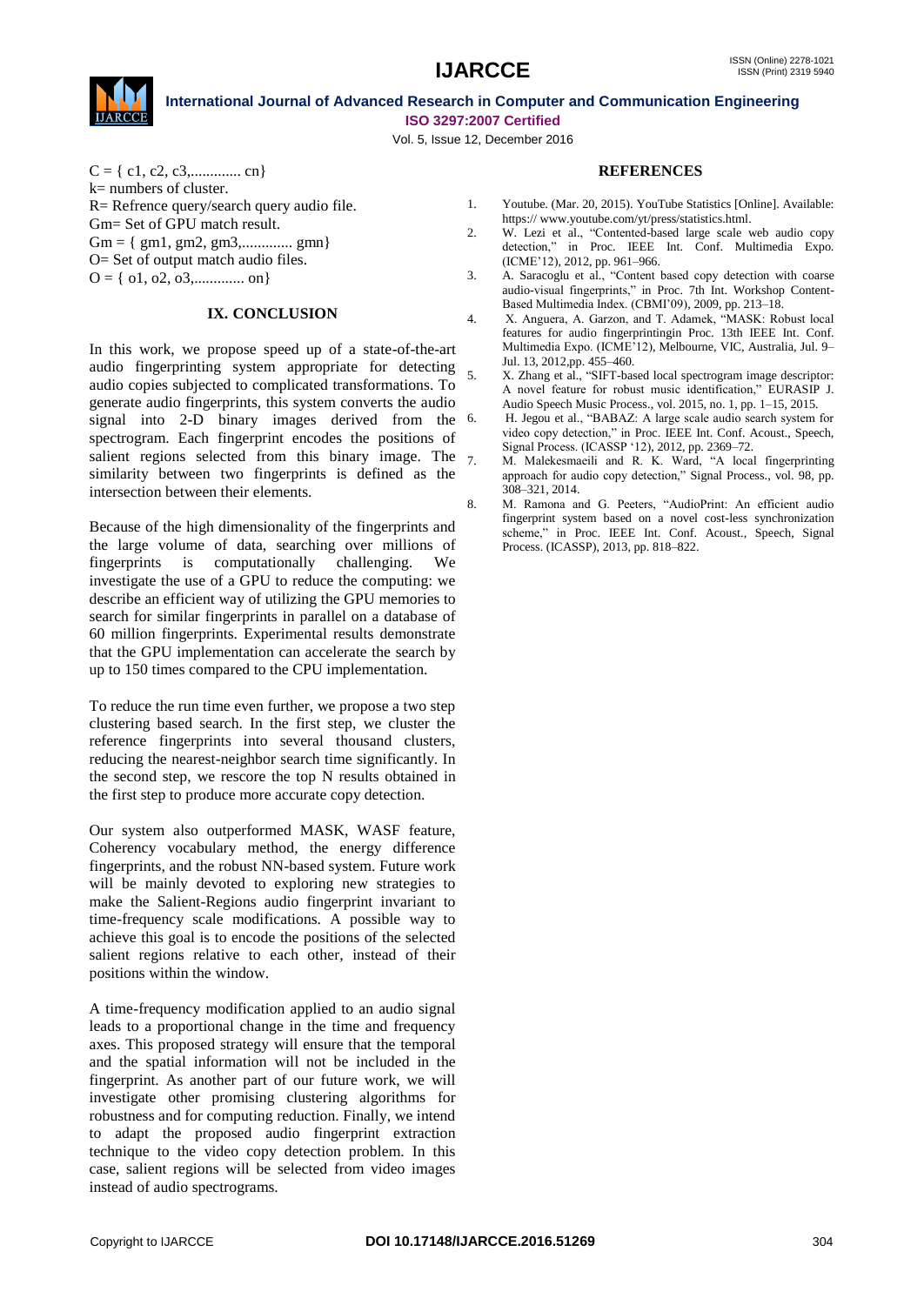$C = \{ c1, c2, c3, \ldots\ldots\ldots\ldots\; cn\}$
k= numbers of cluster.
R= Refrence query/search query audio file.
Gm= Set of GPU match result.
$Gm = \{ gm1, gm2, gm3, \ldots\ldots\ldots\ldots\; gmn\}$
O= Set of output match audio files.
$O = \{ o1, o2, o3, \ldots\ldots\ldots\ldots\; on\}$

## IX. CONCLUSION

In this work, we propose speed up of a state-of-the-art audio fingerprinting system appropriate for detecting audio copies subjected to complicated transformations. To generate audio fingerprints, this system converts the audio signal into 2-D binary images derived from the spectrogram. Each fingerprint encodes the positions of salient regions selected from this binary image. The similarity between two fingerprints is defined as the intersection between their elements.

Because of the high dimensionality of the fingerprints and the large volume of data, searching over millions of fingerprints is computationally challenging. We investigate the use of a GPU to reduce the computing: we describe an efficient way of utilizing the GPU memories to search for similar fingerprints in parallel on a database of 60 million fingerprints. Experimental results demonstrate that the GPU implementation can accelerate the search by up to 150 times compared to the CPU implementation.

To reduce the run time even further, we propose a two step clustering based search. In the first step, we cluster the reference fingerprints into several thousand clusters, reducing the nearest-neighbor search time significantly. In the second step, we rescore the top N results obtained in the first step to produce more accurate copy detection.

Our system also outperformed MASK, WASF feature, Coherency vocabulary method, the energy difference fingerprints, and the robust NN-based system. Future work will be mainly devoted to exploring new strategies to make the Salient-Regions audio fingerprint invariant to time-frequency scale modifications. A possible way to achieve this goal is to encode the positions of the selected salient regions relative to each other, instead of their positions within the window.

A time-frequency modification applied to an audio signal leads to a proportional change in the time and frequency axes. This proposed strategy will ensure that the temporal and the spatial information will not be included in the fingerprint. As another part of our future work, we will investigate other promising clustering algorithms for robustness and for computing reduction. Finally, we intend to adapt the proposed audio fingerprint extraction technique to the video copy detection problem. In this case, salient regions will be selected from video images instead of audio spectrograms.

## REFERENCES

1. Youtube. (Mar. 20, 2015). YouTube Statistics [Online]. Available: https:// www.youtube.com/yt/press/statistics.html.
2. W. Lezi et al., "Contented-based large scale web audio copy detection," in Proc. IEEE Int. Conf. Multimedia Expo. (ICME'12), 2012, pp. 961–966.
3. A. Saracoglu et al., "Content based copy detection with coarse audio-visual fingerprints," in Proc. 7th Int. Workshop Content-Based Multimedia Index. (CBMI'09), 2009, pp. 213–18.
4. X. Anguera, A. Garzon, and T. Adamek, "MASK: Robust local features for audio fingerprintingin Proc. 13th IEEE Int. Conf. Multimedia Expo. (ICME'12), Melbourne, VIC, Australia, Jul. 9–Jul. 13, 2012,pp. 455–460.
5. X. Zhang et al., "SIFT-based local spectrogram image descriptor: A novel feature for robust music identification," EURASIP J. Audio Speech Music Process., vol. 2015, no. 1, pp. 1–15, 2015.
6. H. Jegou et al., "BABAZ: A large scale audio search system for video copy detection," in Proc. IEEE Int. Conf. Acoust., Speech, Signal Process. (ICASSP '12), 2012, pp. 2369–72.
7. M. Malekesmaeili and R. K. Ward, "A local fingerprinting approach for audio copy detection," Signal Process., vol. 98, pp. 308–321, 2014.
8. M. Ramona and G. Peeters, "AudioPrint: An efficient audio fingerprint system based on a novel cost-less synchronization scheme," in Proc. IEEE Int. Conf. Acoust., Speech, Signal Process. (ICASSP), 2013, pp. 818–822.